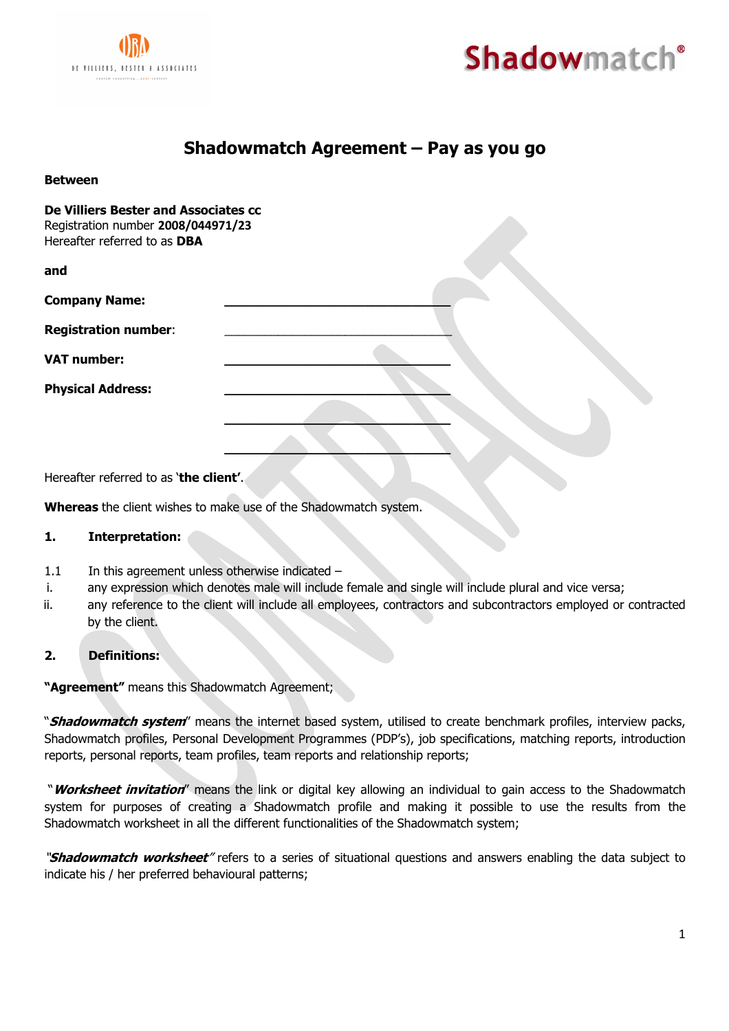# Shadowmatch Agreement – Pay as you go

**Between**

**De Villiers Bester and Associates cc**
Registration number **2008/044971/23**
Hereafter referred to as **DBA**

**and**

**Company Name:** ________________________________

**Registration number**: ________________________________

**VAT number:** ________________________________

**Physical Address:** ________________________________

________________________________

________________________________

Hereafter referred to as '**the client'**.

**Whereas** the client wishes to make use of the Shadowmatch system.

**1. Interpretation:**

1.1 In this agreement unless otherwise indicated –

i. any expression which denotes male will include female and single will include plural and vice versa;

ii. any reference to the client will include all employees, contractors and subcontractors employed or contracted by the client.

**2. Definitions:**

**"Agreement"** means this Shadowmatch Agreement;

"***Shadowmatch system***" means the internet based system, utilised to create benchmark profiles, interview packs, Shadowmatch profiles, Personal Development Programmes (PDP's), job specifications, matching reports, introduction reports, personal reports, team profiles, team reports and relationship reports;

"***Worksheet invitation***" means the link or digital key allowing an individual to gain access to the Shadowmatch system for purposes of creating a Shadowmatch profile and making it possible to use the results from the Shadowmatch worksheet in all the different functionalities of the Shadowmatch system;

"***Shadowmatch worksheet***" refers to a series of situational questions and answers enabling the data subject to indicate his / her preferred behavioural patterns;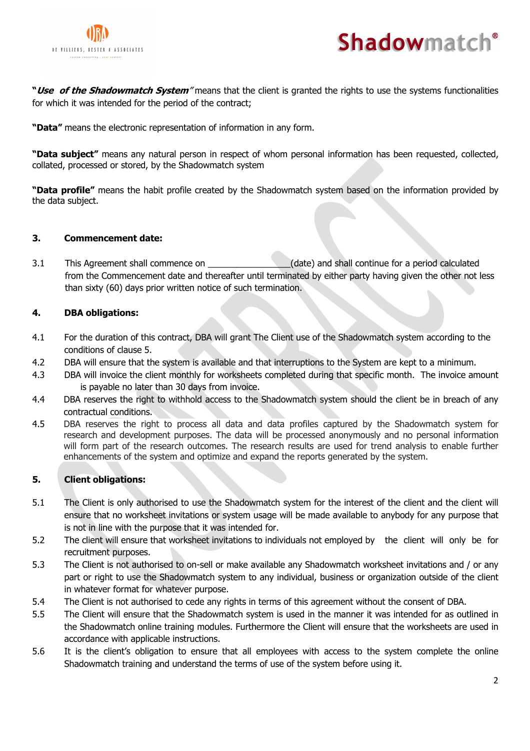"***Use of the Shadowmatch System***" means that the client is granted the rights to use the systems functionalities for which it was intended for the period of the contract;

**"Data"** means the electronic representation of information in any form.

**"Data subject"** means any natural person in respect of whom personal information has been requested, collected, collated, processed or stored, by the Shadowmatch system

**"Data profile"** means the habit profile created by the Shadowmatch system based on the information provided by the data subject.

### 3. Commencement date:

3.1 This Agreement shall commence on ________________(date) and shall continue for a period calculated from the Commencement date and thereafter until terminated by either party having given the other not less than sixty (60) days prior written notice of such termination.

### 4. DBA obligations:

4.1 For the duration of this contract, DBA will grant The Client use of the Shadowmatch system according to the conditions of clause 5.

4.2 DBA will ensure that the system is available and that interruptions to the System are kept to a minimum.

4.3 DBA will invoice the client monthly for worksheets completed during that specific month. The invoice amount is payable no later than 30 days from invoice.

4.4 DBA reserves the right to withhold access to the Shadowmatch system should the client be in breach of any contractual conditions.

4.5 DBA reserves the right to process all data and data profiles captured by the Shadowmatch system for research and development purposes. The data will be processed anonymously and no personal information will form part of the research outcomes. The research results are used for trend analysis to enable further enhancements of the system and optimize and expand the reports generated by the system.

### 5. Client obligations:

5.1 The Client is only authorised to use the Shadowmatch system for the interest of the client and the client will ensure that no worksheet invitations or system usage will be made available to anybody for any purpose that is not in line with the purpose that it was intended for.

5.2 The client will ensure that worksheet invitations to individuals not employed by the client will only be for recruitment purposes.

5.3 The Client is not authorised to on-sell or make available any Shadowmatch worksheet invitations and / or any part or right to use the Shadowmatch system to any individual, business or organization outside of the client in whatever format for whatever purpose.

5.4 The Client is not authorised to cede any rights in terms of this agreement without the consent of DBA.

5.5 The Client will ensure that the Shadowmatch system is used in the manner it was intended for as outlined in the Shadowmatch online training modules. Furthermore the Client will ensure that the worksheets are used in accordance with applicable instructions.

5.6 It is the client's obligation to ensure that all employees with access to the system complete the online Shadowmatch training and understand the terms of use of the system before using it.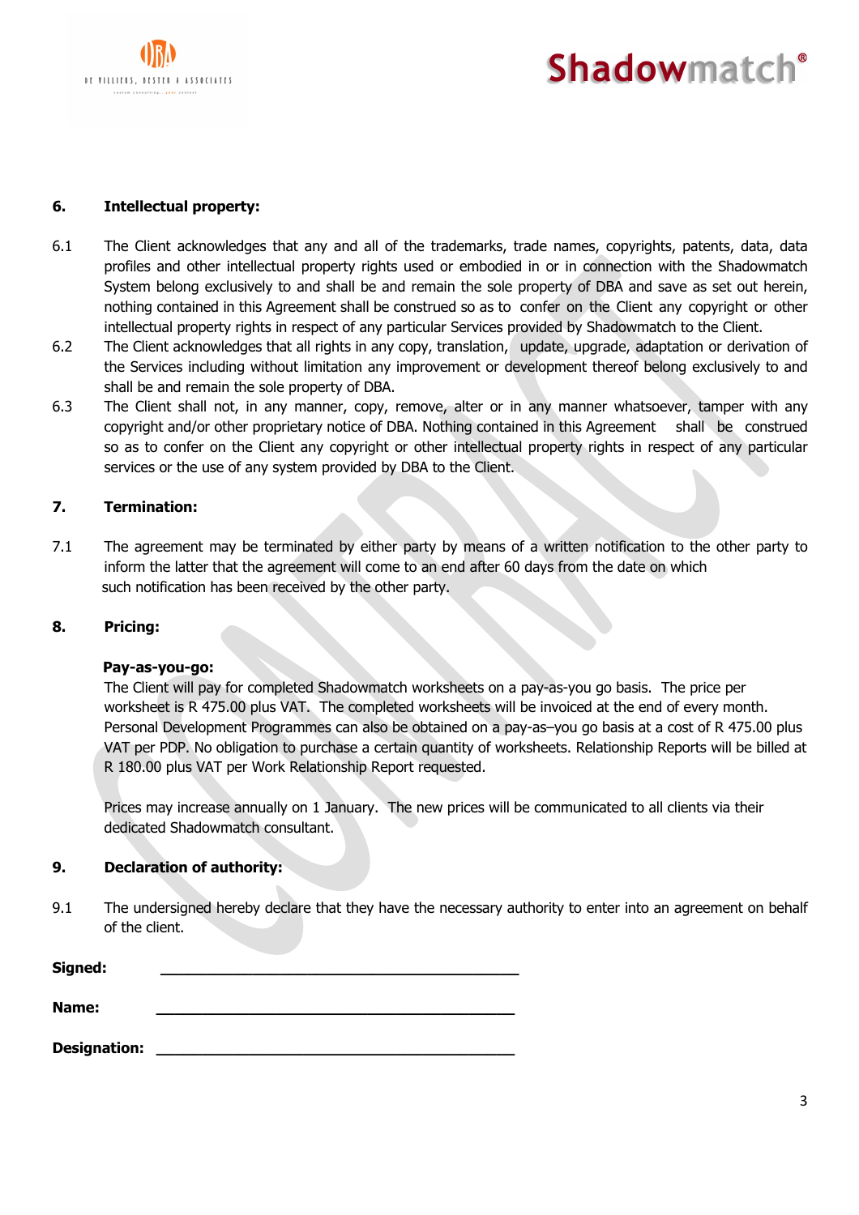## 6. Intellectual property:

6.1 The Client acknowledges that any and all of the trademarks, trade names, copyrights, patents, data, data profiles and other intellectual property rights used or embodied in or in connection with the Shadowmatch System belong exclusively to and shall be and remain the sole property of DBA and save as set out herein, nothing contained in this Agreement shall be construed so as to confer on the Client any copyright or other intellectual property rights in respect of any particular Services provided by Shadowmatch to the Client.

6.2 The Client acknowledges that all rights in any copy, translation, update, upgrade, adaptation or derivation of the Services including without limitation any improvement or development thereof belong exclusively to and shall be and remain the sole property of DBA.

6.3 The Client shall not, in any manner, copy, remove, alter or in any manner whatsoever, tamper with any copyright and/or other proprietary notice of DBA. Nothing contained in this Agreement shall be construed so as to confer on the Client any copyright or other intellectual property rights in respect of any particular services or the use of any system provided by DBA to the Client.

## 7. Termination:

7.1 The agreement may be terminated by either party by means of a written notification to the other party to inform the latter that the agreement will come to an end after 60 days from the date on which such notification has been received by the other party.

## 8. Pricing:

**Pay-as-you-go:**

The Client will pay for completed Shadowmatch worksheets on a pay-as-you go basis. The price per worksheet is R 475.00 plus VAT. The completed worksheets will be invoiced at the end of every month. Personal Development Programmes can also be obtained on a pay-as–you go basis at a cost of R 475.00 plus VAT per PDP. No obligation to purchase a certain quantity of worksheets. Relationship Reports will be billed at R 180.00 plus VAT per Work Relationship Report requested.

Prices may increase annually on 1 January. The new prices will be communicated to all clients via their dedicated Shadowmatch consultant.

## 9. Declaration of authority:

9.1 The undersigned hereby declare that they have the necessary authority to enter into an agreement on behalf of the client.

**Signed:** \_\_\_\_\_\_\_\_\_\_\_\_\_\_\_\_\_\_\_\_\_\_\_\_\_\_\_\_\_\_\_\_\_\_\_\_\_\_\_\_

**Name:** \_\_\_\_\_\_\_\_\_\_\_\_\_\_\_\_\_\_\_\_\_\_\_\_\_\_\_\_\_\_\_\_\_\_\_\_\_\_\_\_

**Designation:** \_\_\_\_\_\_\_\_\_\_\_\_\_\_\_\_\_\_\_\_\_\_\_\_\_\_\_\_\_\_\_\_\_\_\_\_\_\_\_\_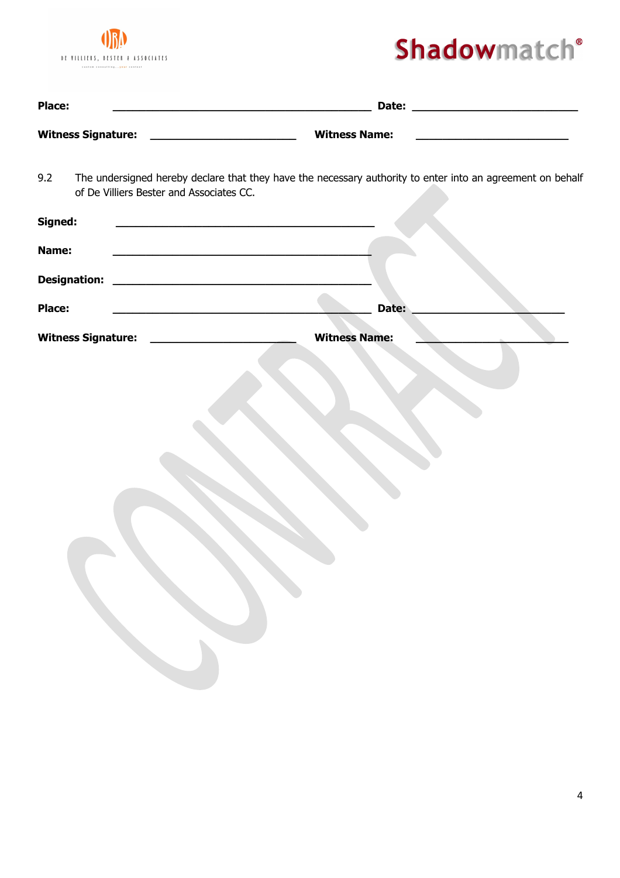**Place:** \_\_\_\_\_\_\_\_\_\_\_\_\_\_\_\_\_\_\_\_\_\_\_\_\_\_\_\_\_\_\_\_\_\_\_\_\_\_\_\_ **Date:** \_\_\_\_\_\_\_\_\_\_\_\_\_\_\_\_\_\_\_\_\_\_\_\_\_

**Witness Signature:** \_\_\_\_\_\_\_\_\_\_\_\_\_\_\_\_\_\_\_\_\_\_\_ **Witness Name:** \_\_\_\_\_\_\_\_\_\_\_\_\_\_\_\_\_\_\_\_\_\_\_

9.2 The undersigned hereby declare that they have the necessary authority to enter into an agreement on behalf of De Villiers Bester and Associates CC.

**Signed:** \_\_\_\_\_\_\_\_\_\_\_\_\_\_\_\_\_\_\_\_\_\_\_\_\_\_\_\_\_\_\_\_\_\_\_\_\_\_\_\_

**Name:** \_\_\_\_\_\_\_\_\_\_\_\_\_\_\_\_\_\_\_\_\_\_\_\_\_\_\_\_\_\_\_\_\_\_\_\_\_\_\_\_

**Designation:** \_\_\_\_\_\_\_\_\_\_\_\_\_\_\_\_\_\_\_\_\_\_\_\_\_\_\_\_\_\_\_\_\_\_\_\_\_\_\_\_

**Place:** \_\_\_\_\_\_\_\_\_\_\_\_\_\_\_\_\_\_\_\_\_\_\_\_\_\_\_\_\_\_\_\_\_\_\_\_\_\_\_\_ **Date:** \_\_\_\_\_\_\_\_\_\_\_\_\_\_\_\_\_\_\_\_\_\_\_

**Witness Signature:** \_\_\_\_\_\_\_\_\_\_\_\_\_\_\_\_\_\_\_\_\_\_\_ **Witness Name:** \_\_\_\_\_\_\_\_\_\_\_\_\_\_\_\_\_\_\_\_\_\_\_